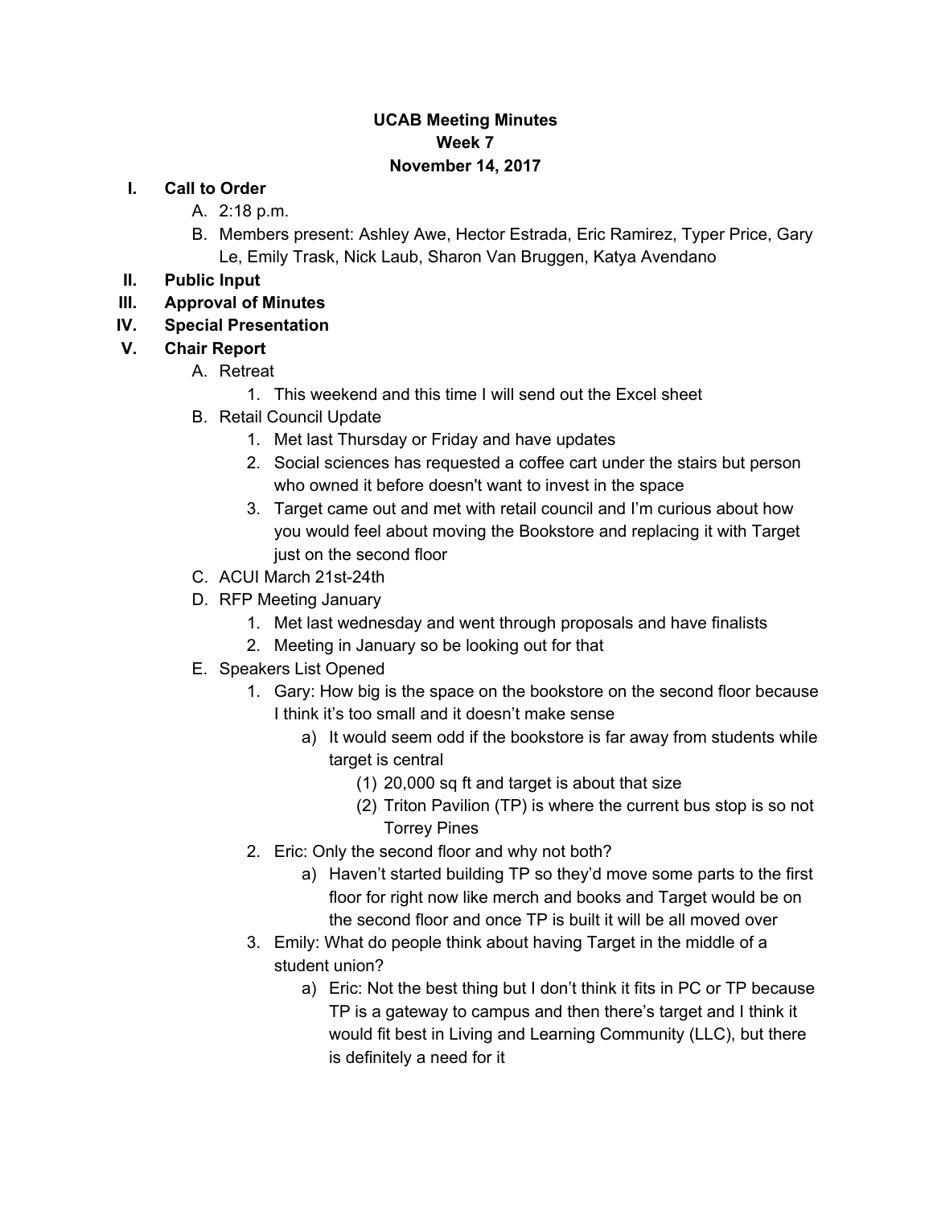**UCAB Meeting Minutes**
**Week 7**
**November 14, 2017**

I. **Call to Order**
   A. 2:18 p.m.
   B. Members present: Ashley Awe, Hector Estrada, Eric Ramirez, Typer Price, Gary Le, Emily Trask, Nick Laub, Sharon Van Bruggen, Katya Avendano

II. **Public Input**

III. **Approval of Minutes**

IV. **Special Presentation**

V. **Chair Report**
   A. Retreat
      1. This weekend and this time I will send out the Excel sheet
   B. Retail Council Update
      1. Met last Thursday or Friday and have updates
      2. Social sciences has requested a coffee cart under the stairs but person who owned it before doesn't want to invest in the space
      3. Target came out and met with retail council and I'm curious about how you would feel about moving the Bookstore and replacing it with Target just on the second floor
   C. ACUI March 21st-24th
   D. RFP Meeting January
      1. Met last wednesday and went through proposals and have finalists
      2. Meeting in January so be looking out for that
   E. Speakers List Opened
      1. Gary: How big is the space on the bookstore on the second floor because I think it's too small and it doesn't make sense
         a) It would seem odd if the bookstore is far away from students while target is central
            (1) 20,000 sq ft and target is about that size
            (2) Triton Pavilion (TP) is where the current bus stop is so not Torrey Pines
      2. Eric: Only the second floor and why not both?
         a) Haven't started building TP so they'd move some parts to the first floor for right now like merch and books and Target would be on the second floor and once TP is built it will be all moved over
      3. Emily: What do people think about having Target in the middle of a student union?
         a) Eric: Not the best thing but I don't think it fits in PC or TP because TP is a gateway to campus and then there's target and I think it would fit best in Living and Learning Community (LLC), but there is definitely a need for it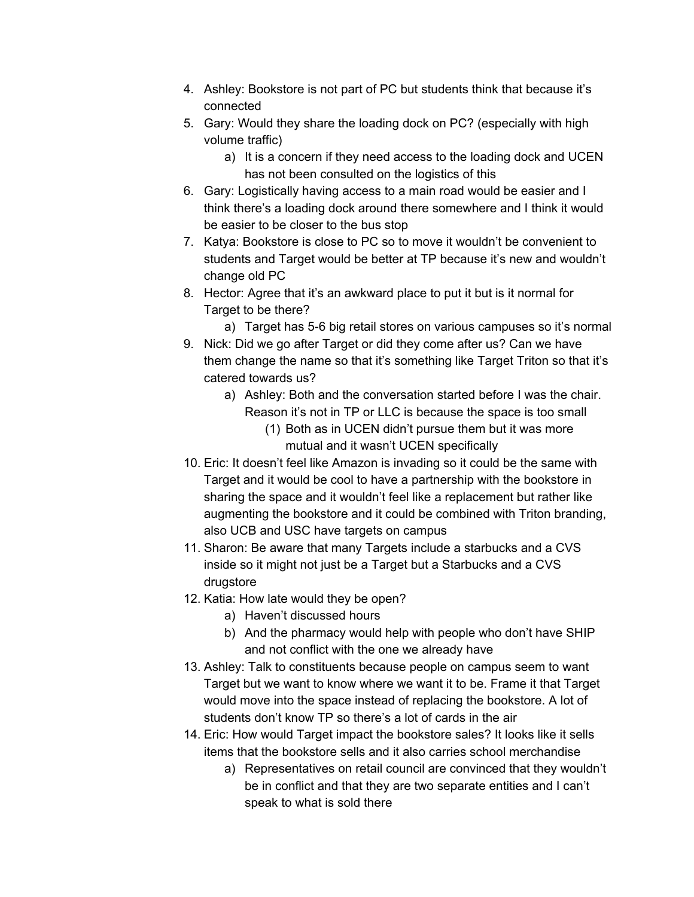4. Ashley: Bookstore is not part of PC but students think that because it's connected
5. Gary: Would they share the loading dock on PC? (especially with high volume traffic)
    a) It is a concern if they need access to the loading dock and UCEN has not been consulted on the logistics of this
6. Gary: Logistically having access to a main road would be easier and I think there's a loading dock around there somewhere and I think it would be easier to be closer to the bus stop
7. Katya: Bookstore is close to PC so to move it wouldn't be convenient to students and Target would be better at TP because it's new and wouldn't change old PC
8. Hector: Agree that it's an awkward place to put it but is it normal for Target to be there?
    a) Target has 5-6 big retail stores on various campuses so it's normal
9. Nick: Did we go after Target or did they come after us? Can we have them change the name so that it's something like Target Triton so that it's catered towards us?
    a) Ashley: Both and the conversation started before I was the chair. Reason it's not in TP or LLC is because the space is too small
        (1) Both as in UCEN didn't pursue them but it was more mutual and it wasn't UCEN specifically
10. Eric: It doesn't feel like Amazon is invading so it could be the same with Target and it would be cool to have a partnership with the bookstore in sharing the space and it wouldn't feel like a replacement but rather like augmenting the bookstore and it could be combined with Triton branding, also UCB and USC have targets on campus
11. Sharon: Be aware that many Targets include a starbucks and a CVS inside so it might not just be a Target but a Starbucks and a CVS drugstore
12. Katia: How late would they be open?
    a) Haven't discussed hours
    b) And the pharmacy would help with people who don't have SHIP and not conflict with the one we already have
13. Ashley: Talk to constituents because people on campus seem to want Target but we want to know where we want it to be. Frame it that Target would move into the space instead of replacing the bookstore. A lot of students don't know TP so there's a lot of cards in the air
14. Eric: How would Target impact the bookstore sales? It looks like it sells items that the bookstore sells and it also carries school merchandise
    a) Representatives on retail council are convinced that they wouldn't be in conflict and that they are two separate entities and I can't speak to what is sold there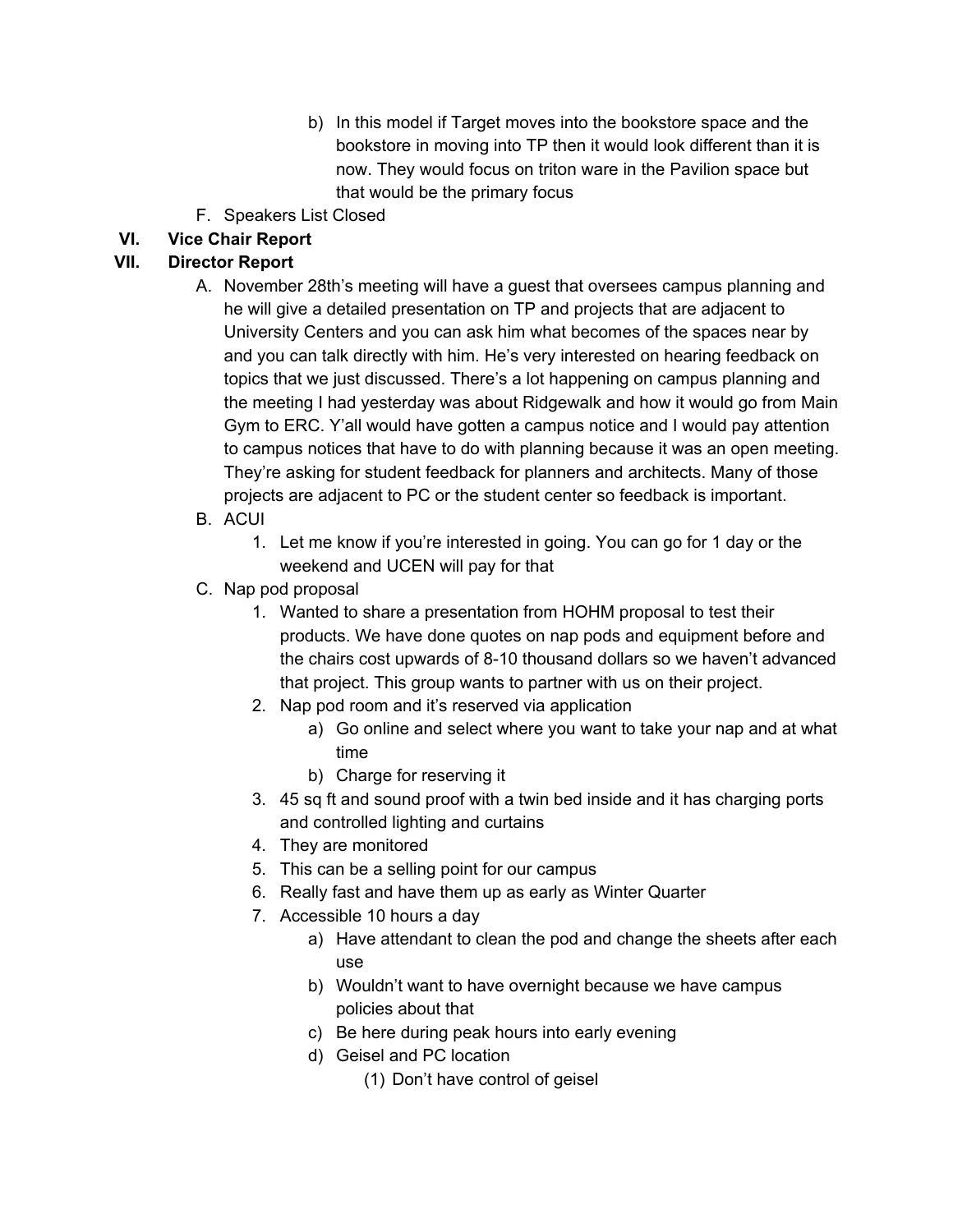- b) In this model if Target moves into the bookstore space and the bookstore in moving into TP then it would look different than it is now. They would focus on triton ware in the Pavilion space but that would be the primary focus

F. Speakers List Closed

## VI. Vice Chair Report

## VII. Director Report

A. November 28th's meeting will have a guest that oversees campus planning and he will give a detailed presentation on TP and projects that are adjacent to University Centers and you can ask him what becomes of the spaces near by and you can talk directly with him. He's very interested on hearing feedback on topics that we just discussed. There's a lot happening on campus planning and the meeting I had yesterday was about Ridgewalk and how it would go from Main Gym to ERC. Y'all would have gotten a campus notice and I would pay attention to campus notices that have to do with planning because it was an open meeting. They're asking for student feedback for planners and architects. Many of those projects are adjacent to PC or the student center so feedback is important.

B. ACUI
   1. Let me know if you're interested in going. You can go for 1 day or the weekend and UCEN will pay for that

C. Nap pod proposal
   1. Wanted to share a presentation from HOHM proposal to test their products. We have done quotes on nap pods and equipment before and the chairs cost upwards of 8-10 thousand dollars so we haven't advanced that project. This group wants to partner with us on their project.
   2. Nap pod room and it's reserved via application
      - a) Go online and select where you want to take your nap and at what time
      - b) Charge for reserving it
   3. 45 sq ft and sound proof with a twin bed inside and it has charging ports and controlled lighting and curtains
   4. They are monitored
   5. This can be a selling point for our campus
   6. Really fast and have them up as early as Winter Quarter
   7. Accessible 10 hours a day
      - a) Have attendant to clean the pod and change the sheets after each use
      - b) Wouldn't want to have overnight because we have campus policies about that
      - c) Be here during peak hours into early evening
      - d) Geisel and PC location
        - (1) Don't have control of geisel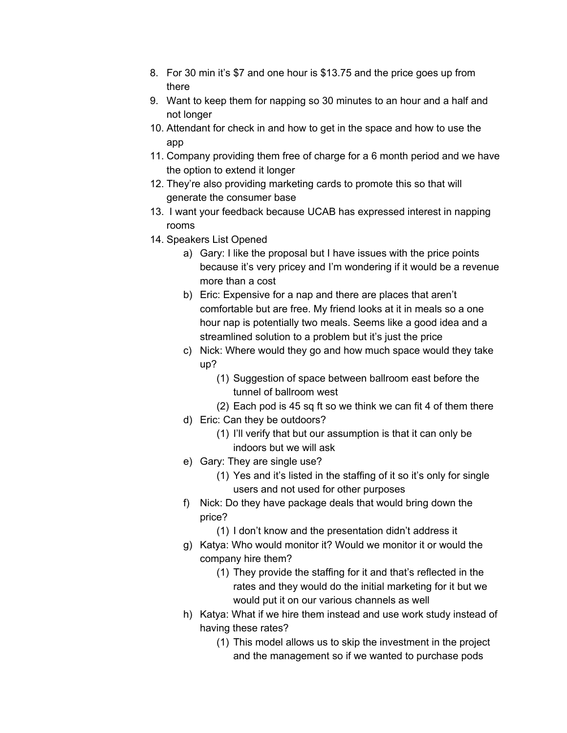8. For 30 min it's $7 and one hour is $13.75 and the price goes up from there
9. Want to keep them for napping so 30 minutes to an hour and a half and not longer
10. Attendant for check in and how to get in the space and how to use the app
11. Company providing them free of charge for a 6 month period and we have the option to extend it longer
12. They're also providing marketing cards to promote this so that will generate the consumer base
13. I want your feedback because UCAB has expressed interest in napping rooms
14. Speakers List Opened
    a) Gary: I like the proposal but I have issues with the price points because it's very pricey and I'm wondering if it would be a revenue more than a cost
    b) Eric: Expensive for a nap and there are places that aren't comfortable but are free. My friend looks at it in meals so a one hour nap is potentially two meals. Seems like a good idea and a streamlined solution to a problem but it's just the price
    c) Nick: Where would they go and how much space would they take up?
        (1) Suggestion of space between ballroom east before the tunnel of ballroom west
        (2) Each pod is 45 sq ft so we think we can fit 4 of them there
    d) Eric: Can they be outdoors?
        (1) I'll verify that but our assumption is that it can only be indoors but we will ask
    e) Gary: They are single use?
        (1) Yes and it's listed in the staffing of it so it's only for single users and not used for other purposes
    f) Nick: Do they have package deals that would bring down the price?
        (1) I don't know and the presentation didn't address it
    g) Katya: Who would monitor it? Would we monitor it or would the company hire them?
        (1) They provide the staffing for it and that's reflected in the rates and they would do the initial marketing for it but we would put it on our various channels as well
    h) Katya: What if we hire them instead and use work study instead of having these rates?
        (1) This model allows us to skip the investment in the project and the management so if we wanted to purchase pods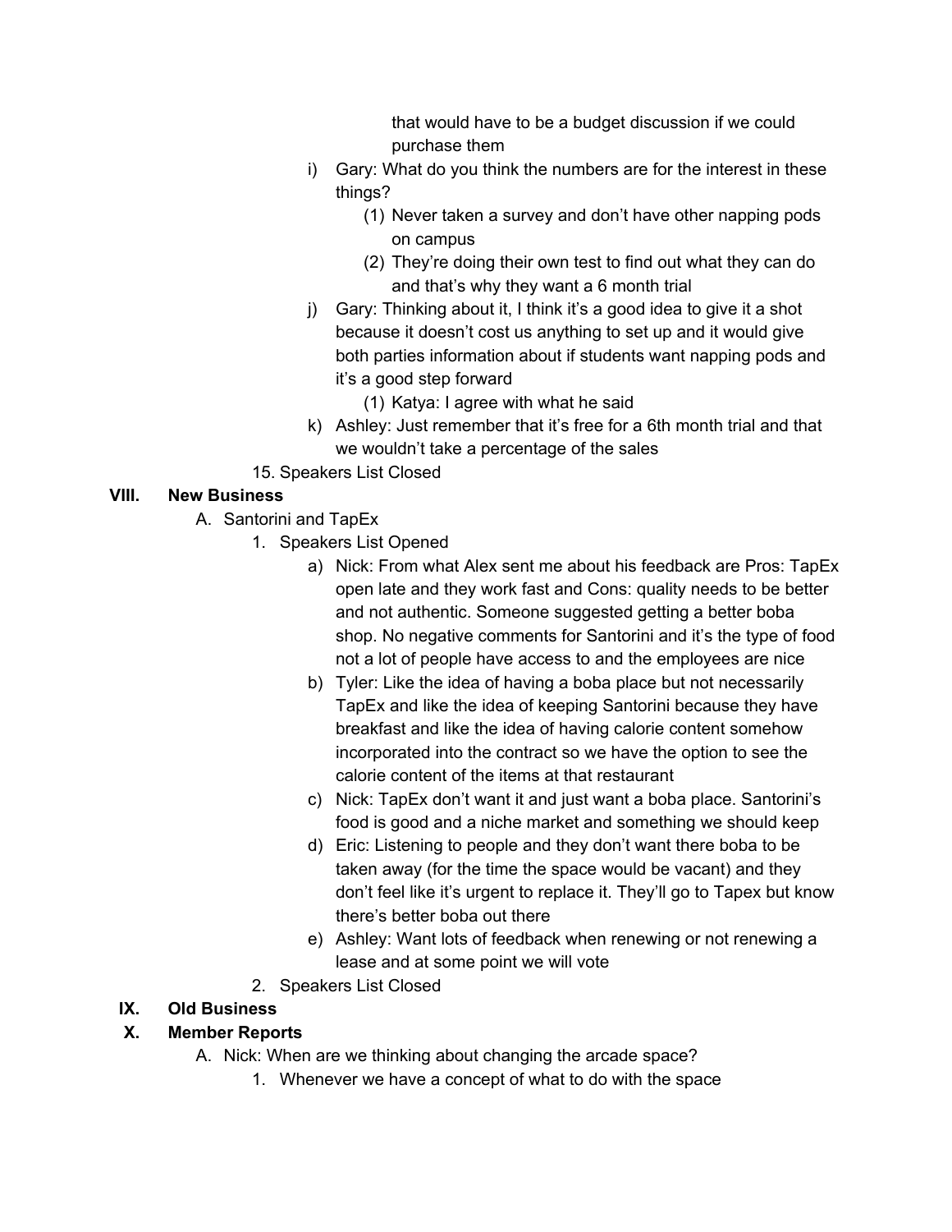that would have to be a budget discussion if we could purchase them

i) Gary: What do you think the numbers are for the interest in these things?
    (1) Never taken a survey and don't have other napping pods on campus
    (2) They're doing their own test to find out what they can do and that's why they want a 6 month trial

j) Gary: Thinking about it, I think it's a good idea to give it a shot because it doesn't cost us anything to set up and it would give both parties information about if students want napping pods and it's a good step forward
    (1) Katya: I agree with what he said

k) Ashley: Just remember that it's free for a 6th month trial and that we wouldn't take a percentage of the sales

15. Speakers List Closed

## VIII. New Business

A. Santorini and TapEx

1. Speakers List Opened
    a) Nick: From what Alex sent me about his feedback are Pros: TapEx open late and they work fast and Cons: quality needs to be better and not authentic. Someone suggested getting a better boba shop. No negative comments for Santorini and it's the type of food not a lot of people have access to and the employees are nice
    b) Tyler: Like the idea of having a boba place but not necessarily TapEx and like the idea of keeping Santorini because they have breakfast and like the idea of having calorie content somehow incorporated into the contract so we have the option to see the calorie content of the items at that restaurant
    c) Nick: TapEx don't want it and just want a boba place. Santorini's food is good and a niche market and something we should keep
    d) Eric: Listening to people and they don't want there boba to be taken away (for the time the space would be vacant) and they don't feel like it's urgent to replace it. They'll go to Tapex but know there's better boba out there
    e) Ashley: Want lots of feedback when renewing or not renewing a lease and at some point we will vote
2. Speakers List Closed

## IX. Old Business

## X. Member Reports

A. Nick: When are we thinking about changing the arcade space?

1. Whenever we have a concept of what to do with the space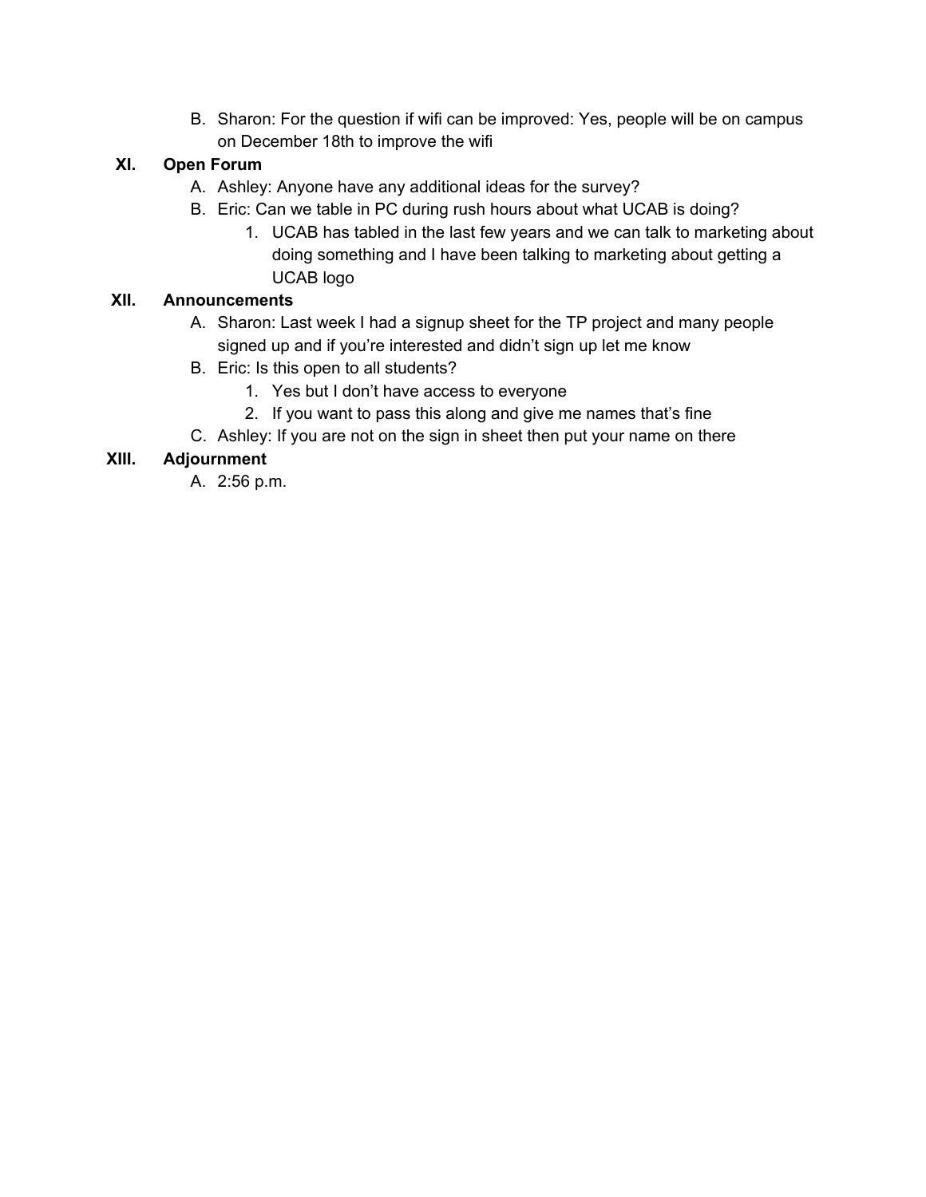B. Sharon: For the question if wifi can be improved: Yes, people will be on campus on December 18th to improve the wifi

**XI. Open Forum**

A. Ashley: Anyone have any additional ideas for the survey?

B. Eric: Can we table in PC during rush hours about what UCAB is doing?

1. UCAB has tabled in the last few years and we can talk to marketing about doing something and I have been talking to marketing about getting a UCAB logo

**XII. Announcements**

A. Sharon: Last week I had a signup sheet for the TP project and many people signed up and if you're interested and didn't sign up let me know

B. Eric: Is this open to all students?

1. Yes but I don't have access to everyone
2. If you want to pass this along and give me names that's fine

C. Ashley: If you are not on the sign in sheet then put your name on there

**XIII. Adjournment**

A. 2:56 p.m.